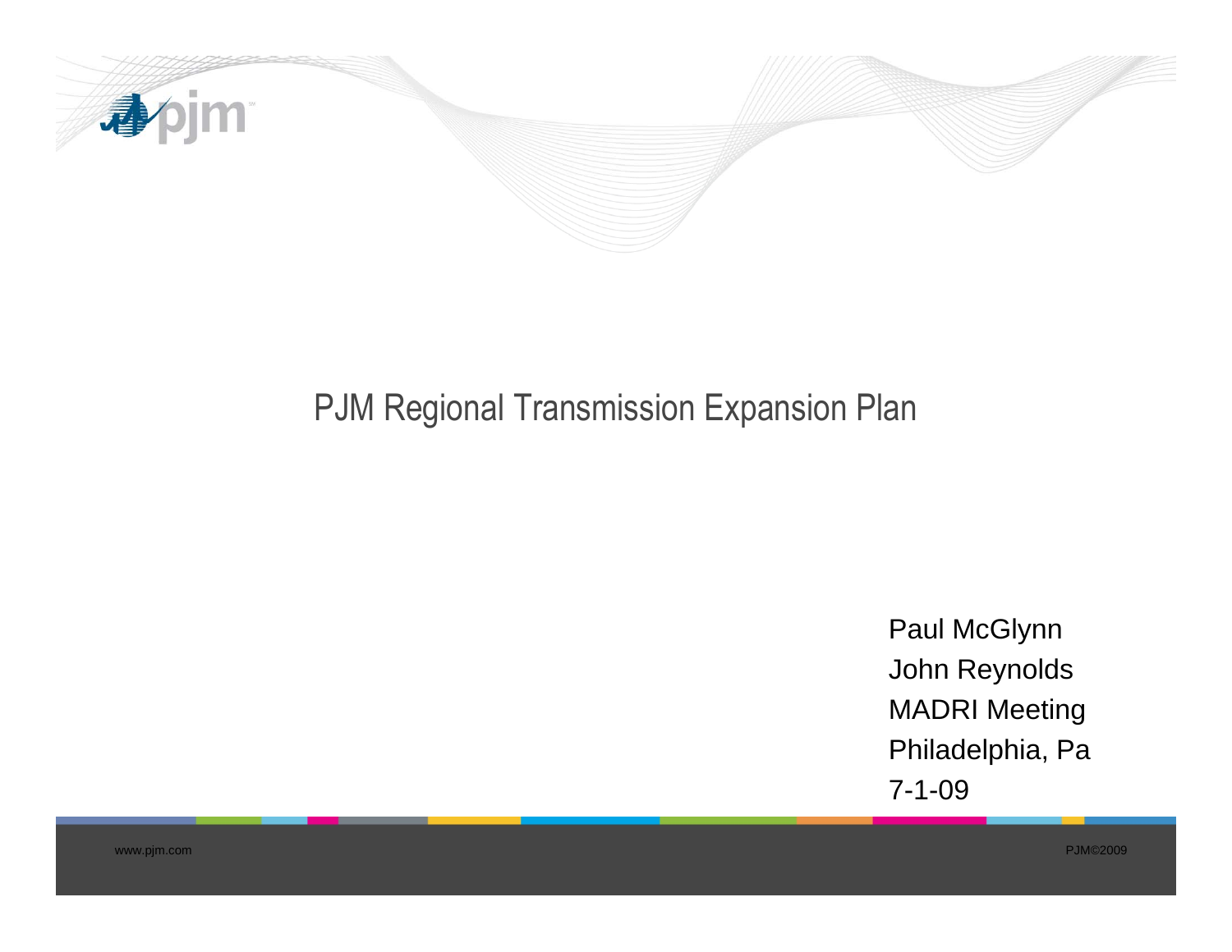# PJM Regional Transmission Expansion Plan

Paul McGlynn
John Reynolds
MADRI Meeting
Philadelphia, Pa
7-1-09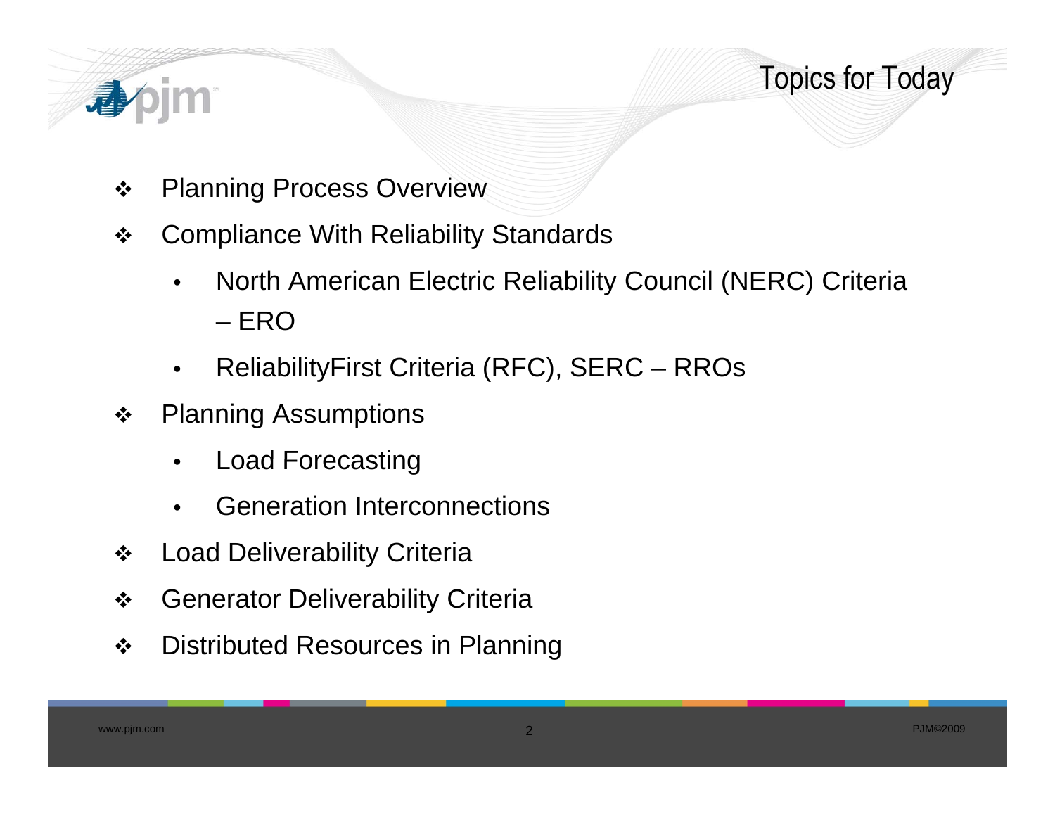# Topics for Today

- Planning Process Overview
- Compliance With Reliability Standards
  - North American Electric Reliability Council (NERC) Criteria – ERO
  - ReliabilityFirst Criteria (RFC), SERC – RROs
- Planning Assumptions
  - Load Forecasting
  - Generation Interconnections
- Load Deliverability Criteria
- Generator Deliverability Criteria
- Distributed Resources in Planning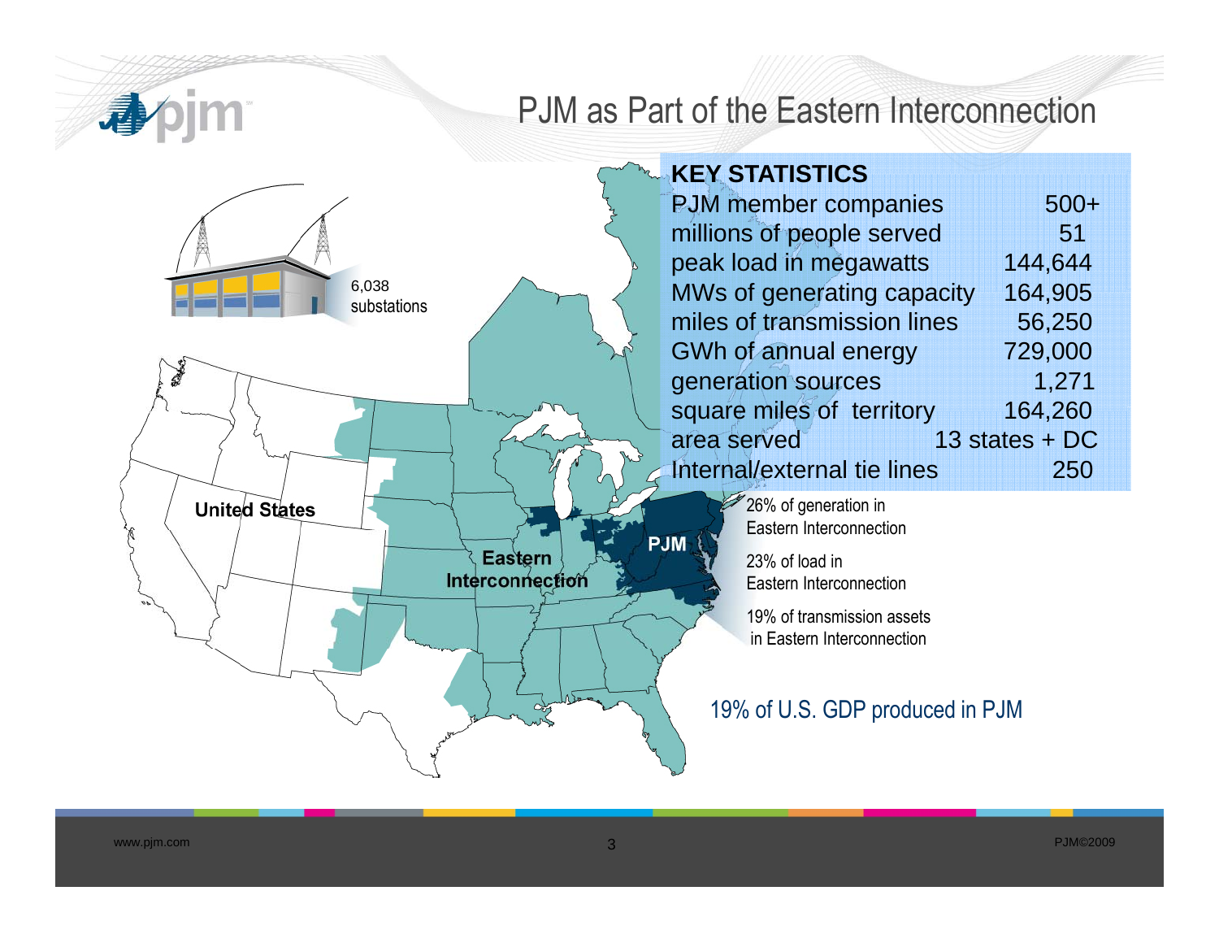# PJM as Part of the Eastern Interconnection

| KEY STATISTICS | |
|---|---|
| PJM member companies | 500+ |
| millions of people served | 51 |
| peak load in megawatts | 144,644 |
| MWs of generating capacity | 164,905 |
| miles of transmission lines | 56,250 |
| GWh of annual energy | 729,000 |
| generation sources | 1,271 |
| square miles of territory | 164,260 |
| area served | 13 states + DC |
| Internal/external tie lines | 250 |

6,038 substations

United States

Eastern Interconnection

PJM

26% of generation in Eastern Interconnection

23% of load in Eastern Interconnection

19% of transmission assets in Eastern Interconnection

19% of U.S. GDP produced in PJM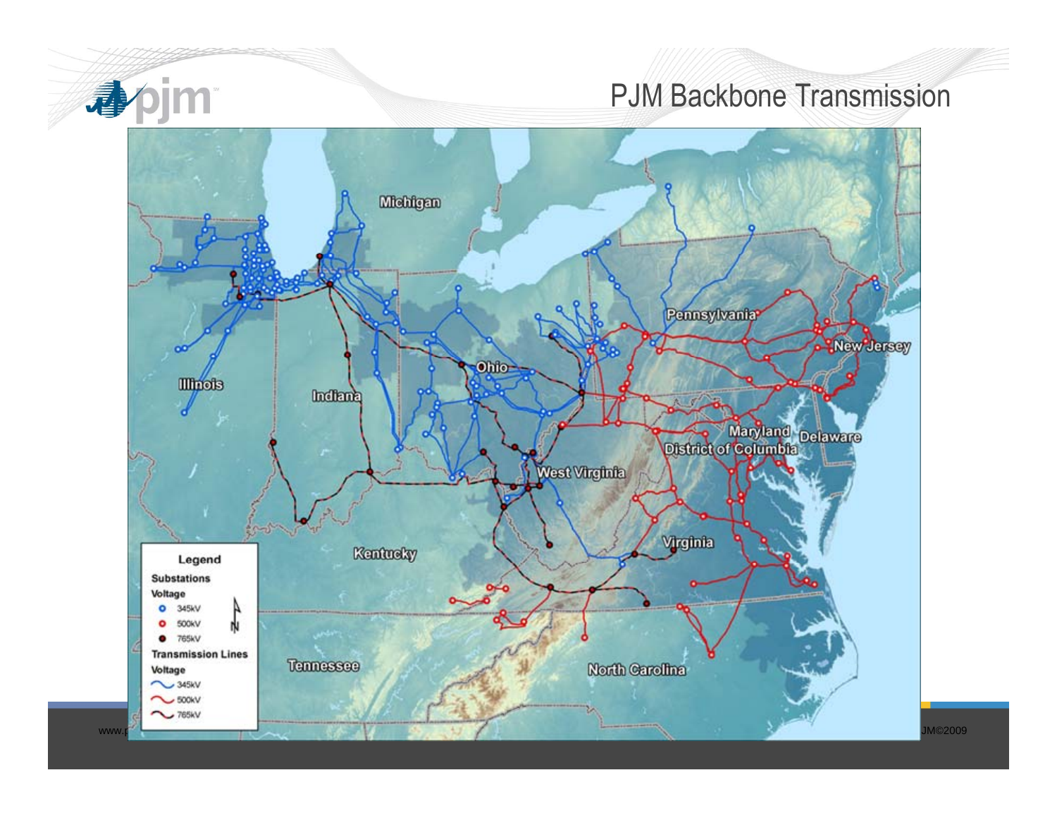# PJM Backbone Transmission

Michigan

Pennsylvania

New Jersey

Ohio

Illinois

Indiana

Maryland

Delaware

District of Columbia

West Virginia

Virginia

Kentucky

Tennessee

North Carolina

**Legend**

**Substations**

**Voltage**

- 345kV
- 500kV
- 765kV

**Transmission Lines**

**Voltage**

- 345kV
- 500kV
- 765kV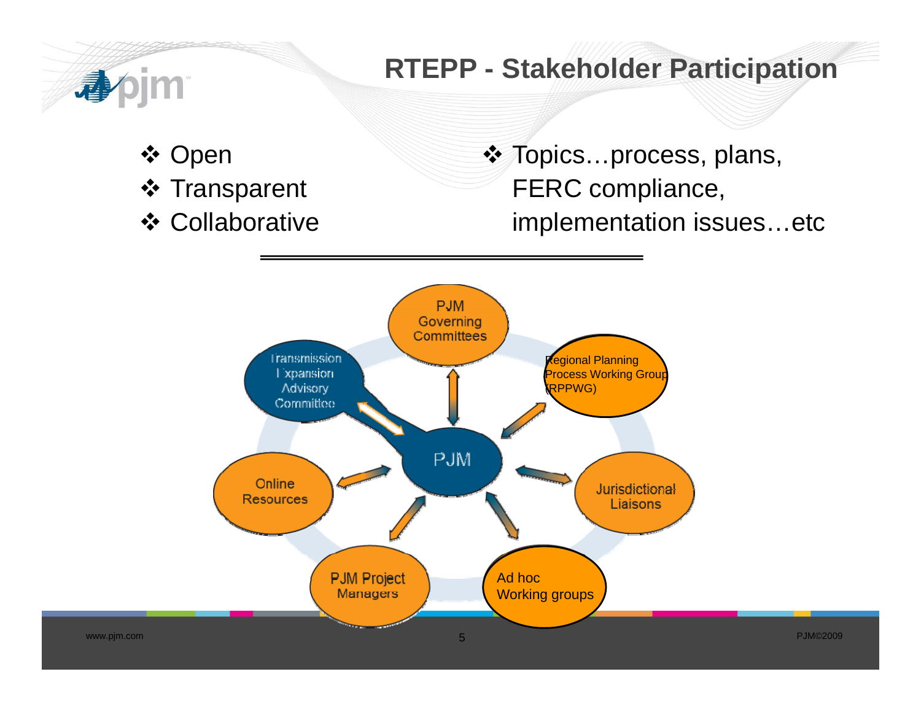# RTEPP - Stakeholder Participation

- Open
- Transparent
- Collaborative

- Topics…process, plans, FERC compliance, implementation issues…etc

PJM

PJM Governing Committees

Regional Planning Process Working Group (RPPWG)

Jurisdictional Liaisons

Ad hoc Working groups

PJM Project Managers

Online Resources

Transmission Expansion Advisory Committee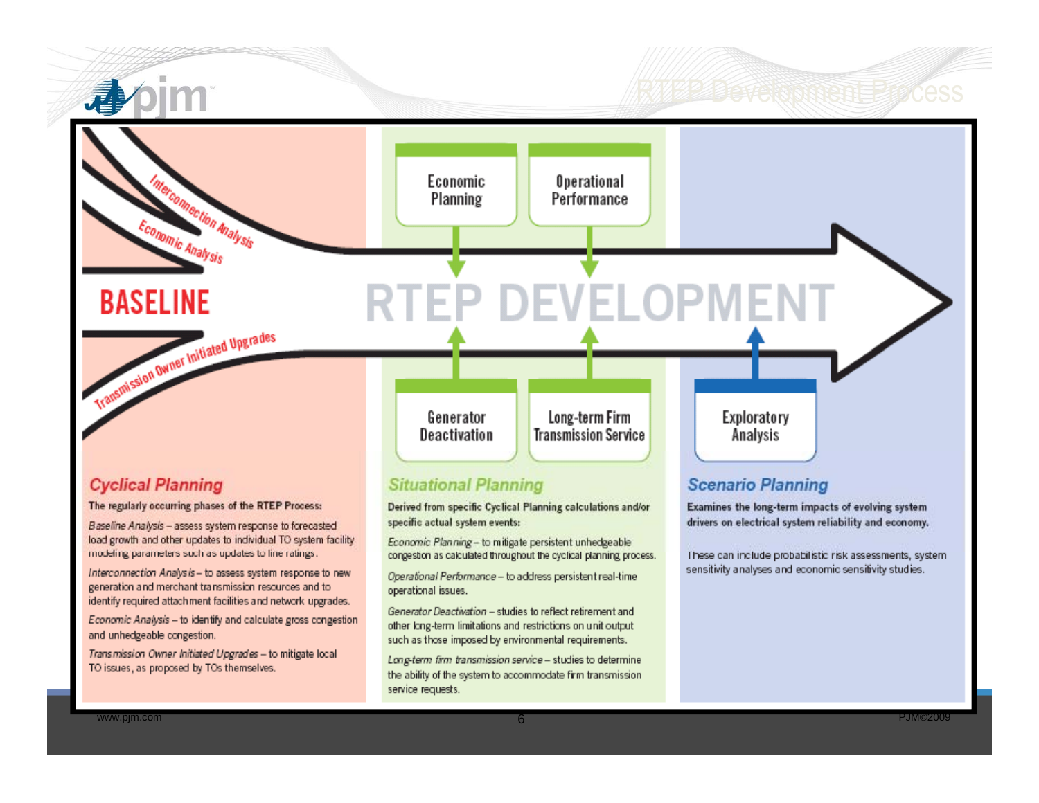# RTEP Development Process

**RTEP DEVELOPMENT**

**BASELINE**

- Interconnection Analysis
- Economic Analysis
- Transmission Owner Initiated Upgrades

Economic Planning | Operational Performance | Generator Deactivation | Long-term Firm Transmission Service | Exploratory Analysis

## Cyclical Planning

**The regularly occurring phases of the RTEP Process:**

*Baseline Analysis* – assess system response to forecasted load growth and other updates to individual TO system facility modeling parameters such as updates to line ratings.

*Interconnection Analysis* – to assess system response to new generation and merchant transmission resources and to identify required attachment facilities and network upgrades.

*Economic Analysis* – to identify and calculate gross congestion and unhedgeable congestion.

*Transmission Owner Initiated Upgrades* – to mitigate local TO issues, as proposed by TOs themselves.

## Situational Planning

**Derived from specific Cyclical Planning calculations and/or specific actual system events:**

*Economic Planning* – to mitigate persistent unhedgeable congestion as calculated throughout the cyclical planning process.

*Operational Performance* – to address persistent real-time operational issues.

*Generator Deactivation* – studies to reflect retirement and other long-term limitations and restrictions on unit output such as those imposed by environmental requirements.

*Long-term firm transmission service* – studies to determine the ability of the system to accommodate firm transmission service requests.

## Scenario Planning

**Examines the long-term impacts of evolving system drivers on electrical system reliability and economy.**

These can include probabilistic risk assessments, system sensitivity analyses and economic sensitivity studies.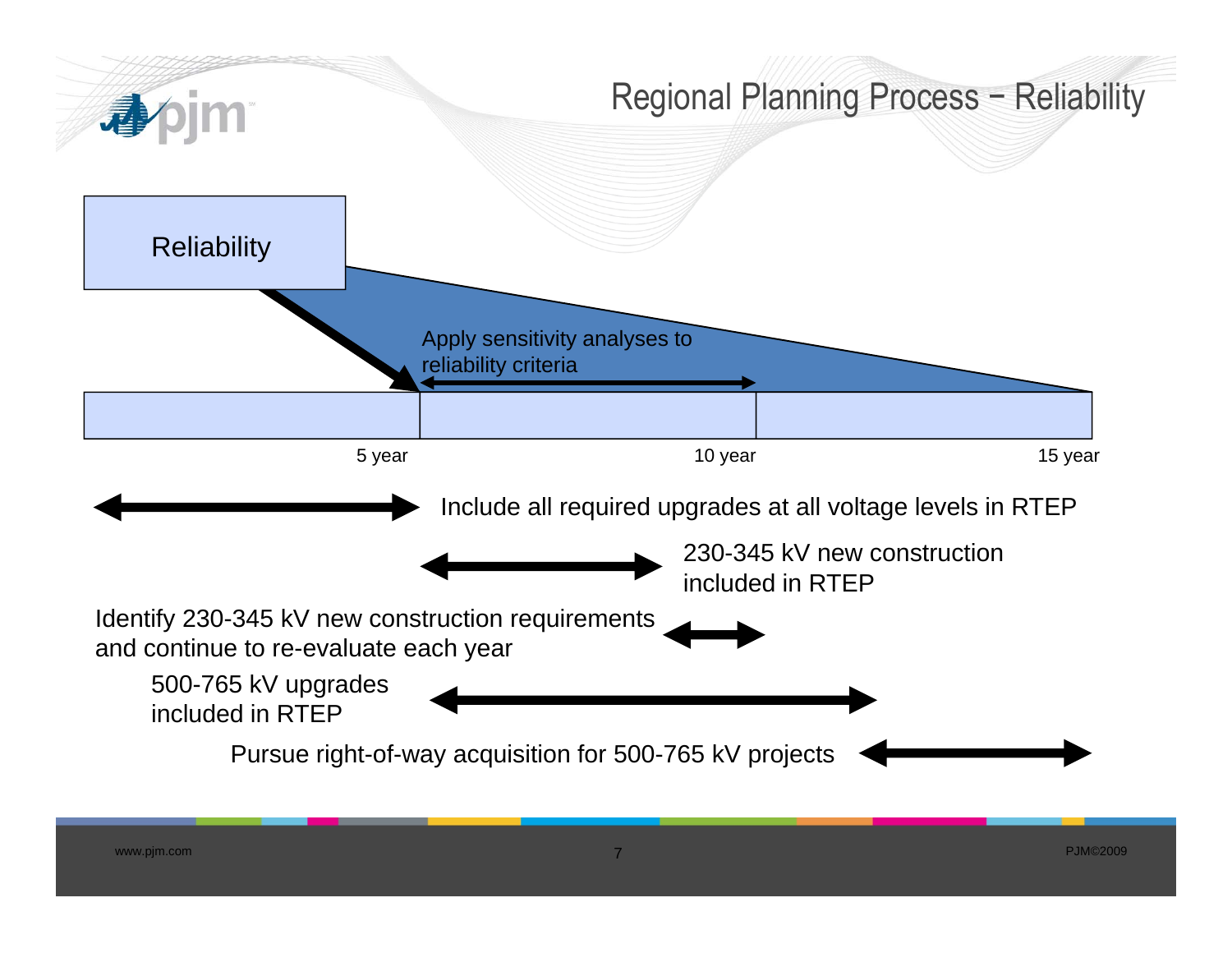# Regional Planning Process – Reliability

Reliability

Apply sensitivity analyses to reliability criteria

5 year

10 year

15 year

Include all required upgrades at all voltage levels in RTEP

230-345 kV new construction included in RTEP

Identify 230-345 kV new construction requirements and continue to re-evaluate each year

500-765 kV upgrades included in RTEP

Pursue right-of-way acquisition for 500-765 kV projects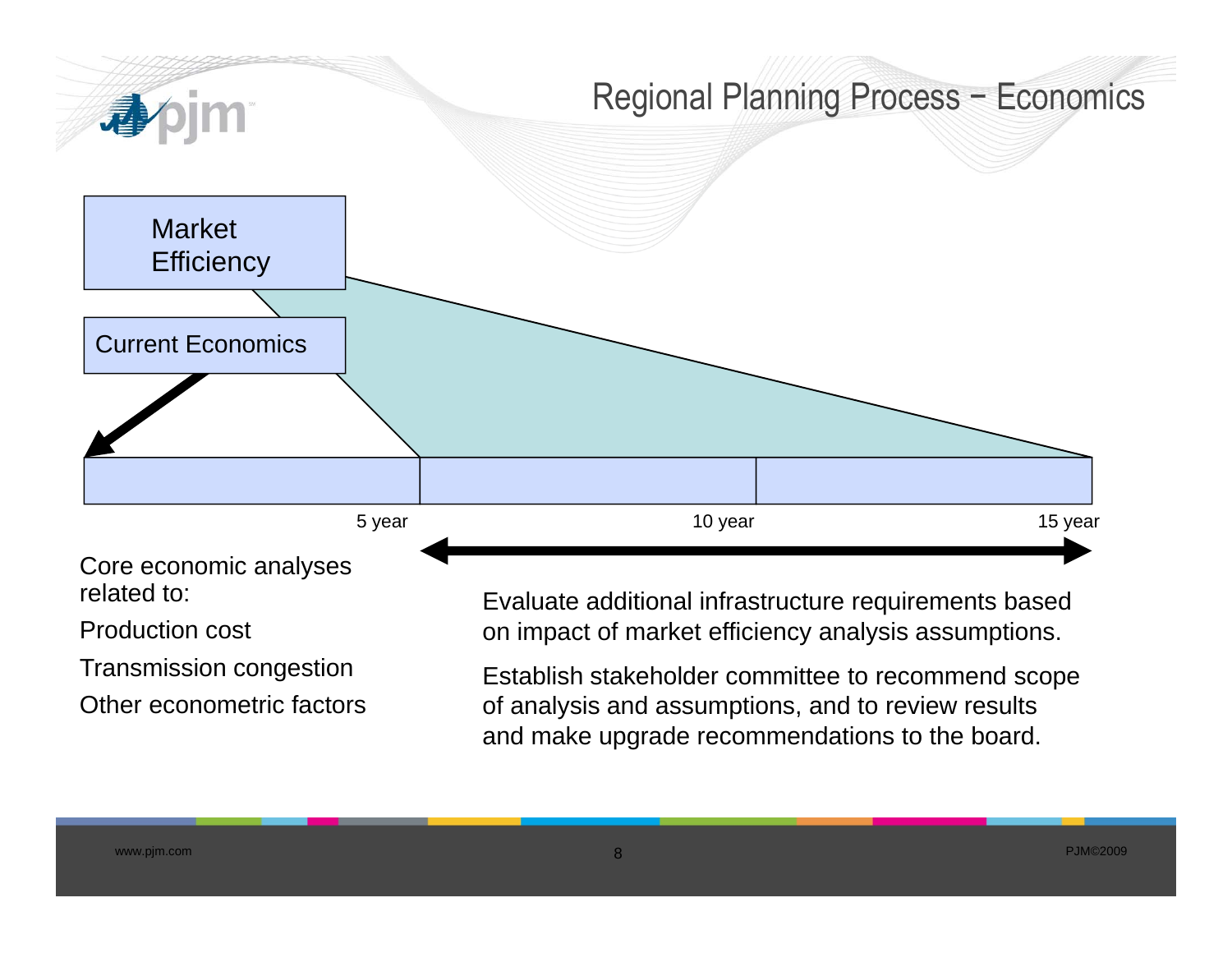# Regional Planning Process – Economics

Market Efficiency

Current Economics

5 year | 10 year | 15 year

Core economic analyses related to:

Production cost

Transmission congestion

Other econometric factors

Evaluate additional infrastructure requirements based on impact of market efficiency analysis assumptions.

Establish stakeholder committee to recommend scope of analysis and assumptions, and to review results and make upgrade recommendations to the board.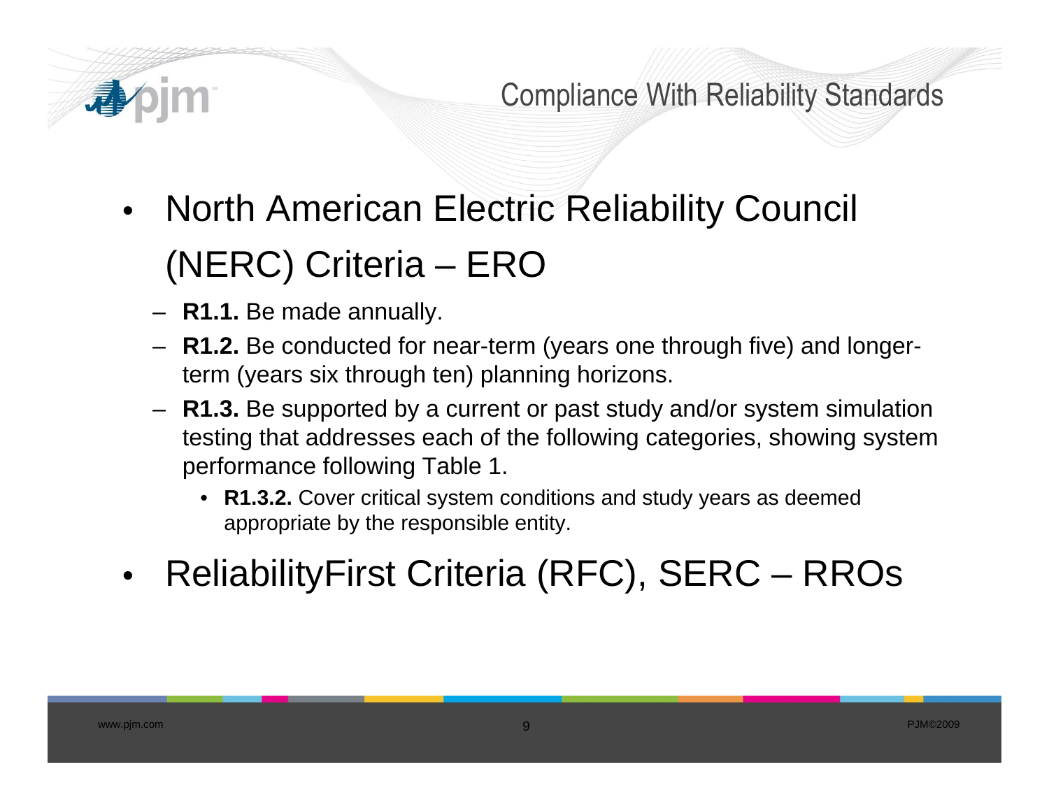## Compliance With Reliability Standards

- North American Electric Reliability Council (NERC) Criteria – ERO
  - **R1.1.** Be made annually.
  - **R1.2.** Be conducted for near-term (years one through five) and longer-term (years six through ten) planning horizons.
  - **R1.3.** Be supported by a current or past study and/or system simulation testing that addresses each of the following categories, showing system performance following Table 1.
    - **R1.3.2.** Cover critical system conditions and study years as deemed appropriate by the responsible entity.
- ReliabilityFirst Criteria (RFC), SERC – RROs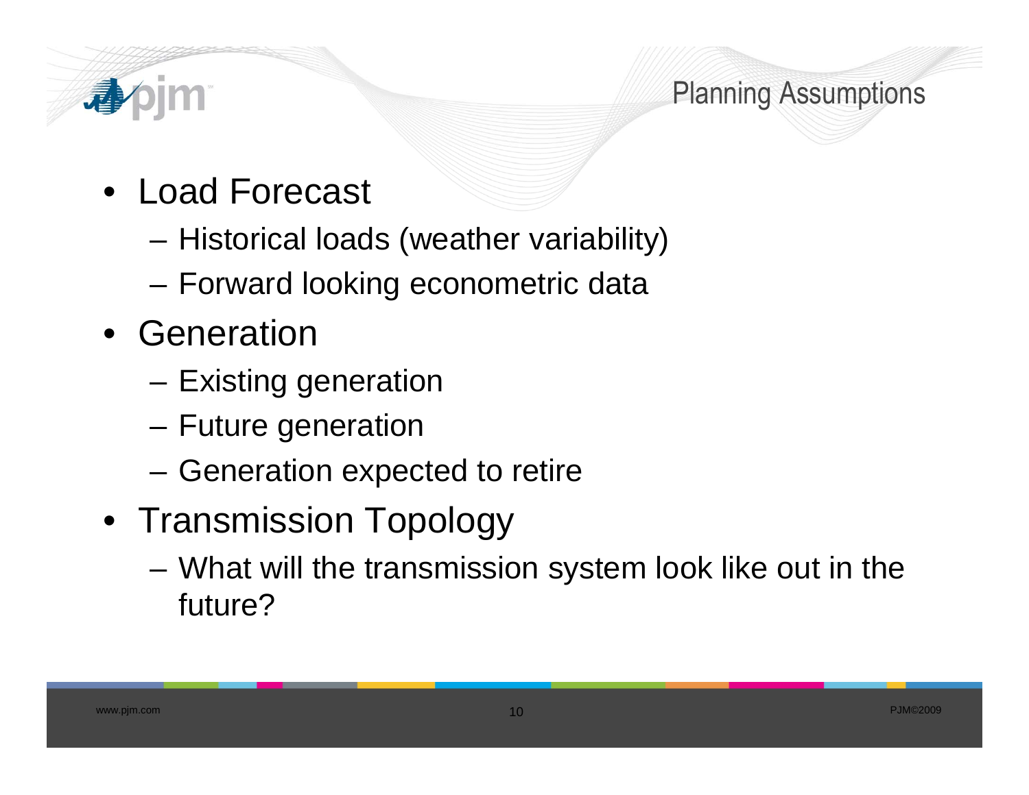# Planning Assumptions

- Load Forecast
  - Historical loads (weather variability)
  - Forward looking econometric data
- Generation
  - Existing generation
  - Future generation
  - Generation expected to retire
- Transmission Topology
  - What will the transmission system look like out in the future?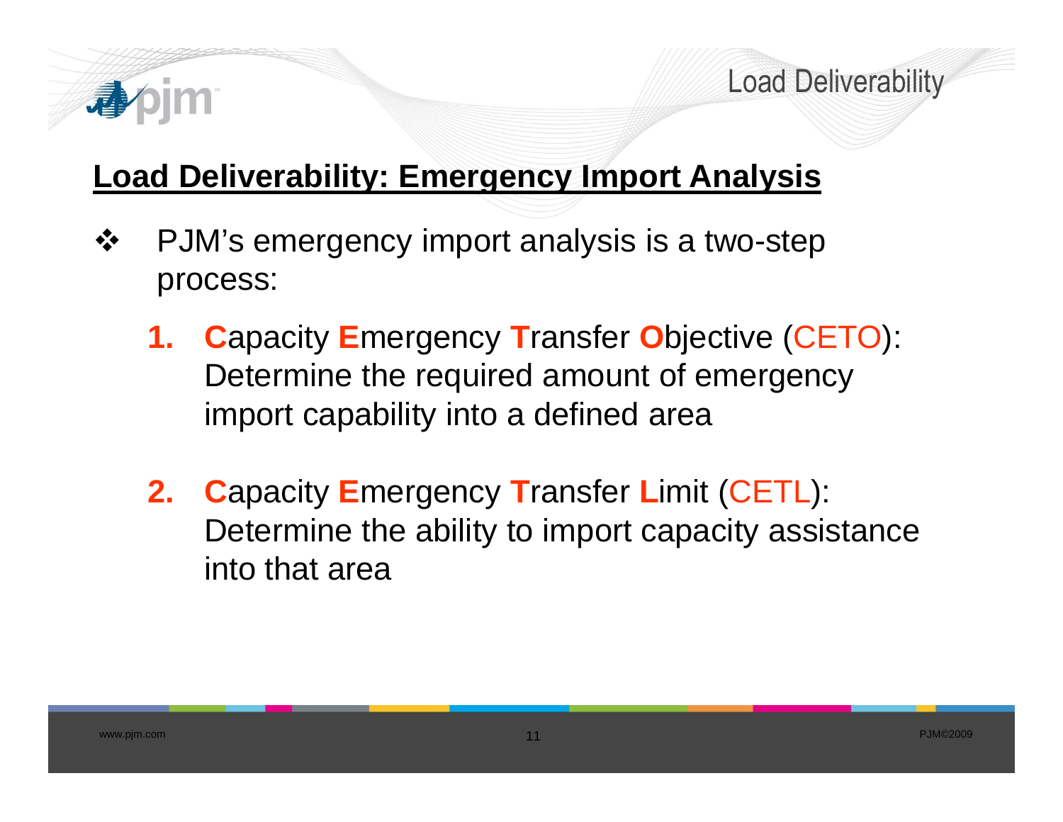## Load Deliverability: Emergency Import Analysis

- PJM's emergency import analysis is a two-step process:

  1. **C**apacity **E**mergency **T**ransfer **O**bjective (CETO): Determine the required amount of emergency import capability into a defined area

  2. **C**apacity **E**mergency **T**ransfer **L**imit (CETL): Determine the ability to import capacity assistance into that area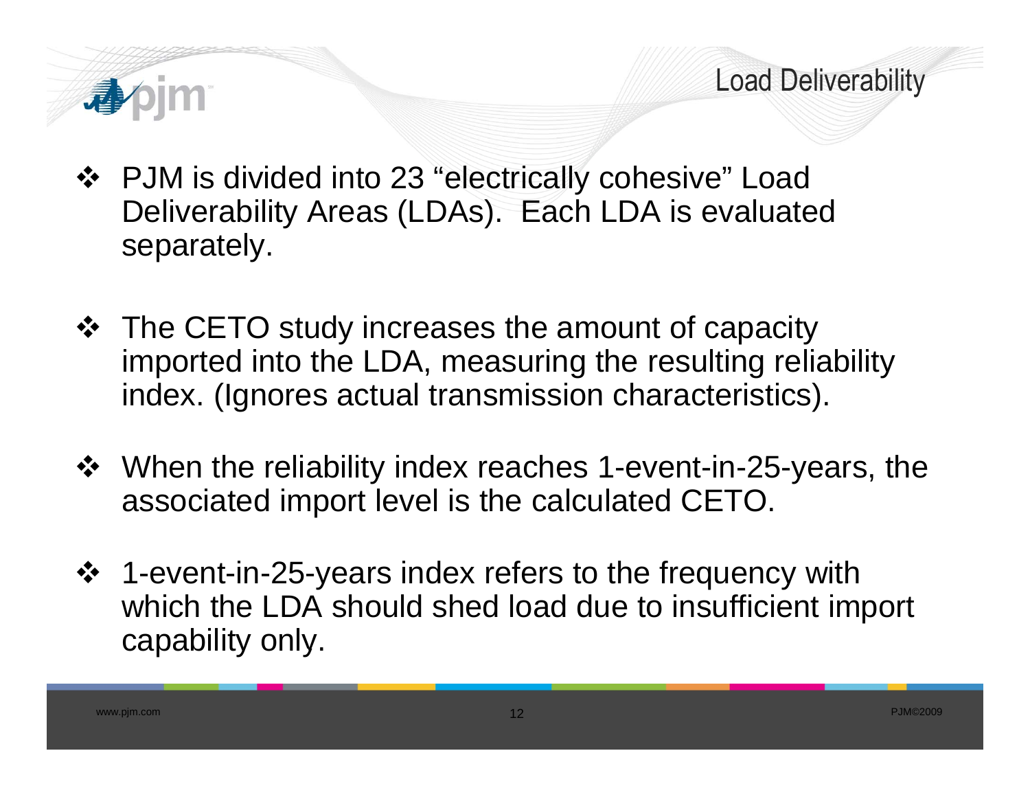# Load Deliverability

- PJM is divided into 23 “electrically cohesive” Load Deliverability Areas (LDAs). Each LDA is evaluated separately.
- The CETO study increases the amount of capacity imported into the LDA, measuring the resulting reliability index. (Ignores actual transmission characteristics).
- When the reliability index reaches 1-event-in-25-years, the associated import level is the calculated CETO.
- 1-event-in-25-years index refers to the frequency with which the LDA should shed load due to insufficient import capability only.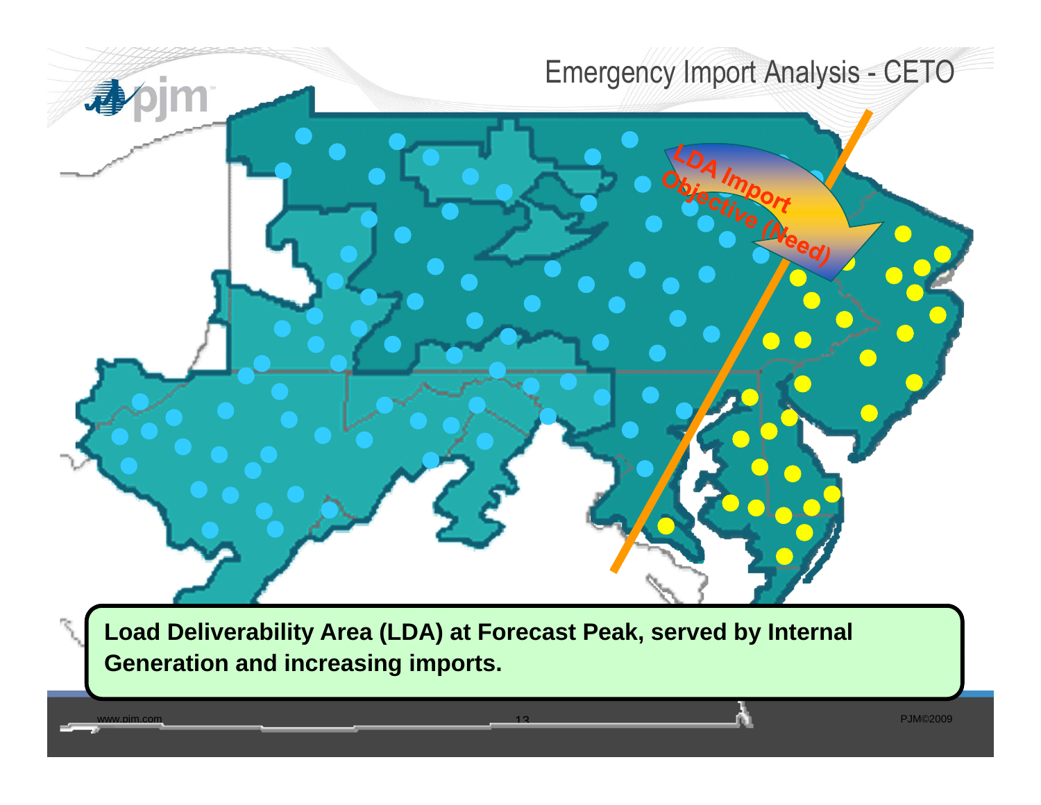# Emergency Import Analysis - CETO

LDA Import Objective (Need)

**Load Deliverability Area (LDA) at Forecast Peak, served by Internal Generation and increasing imports.**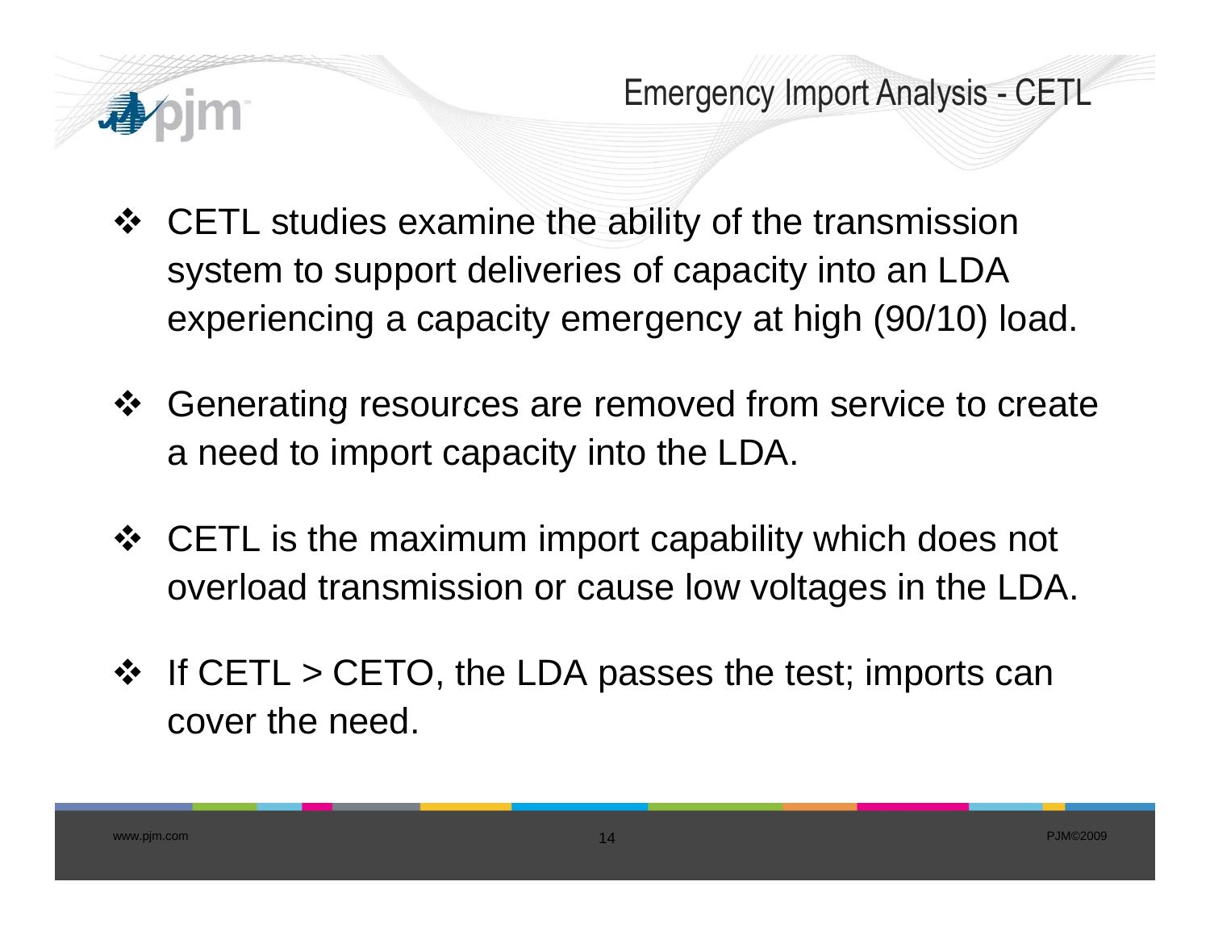# Emergency Import Analysis - CETL

- CETL studies examine the ability of the transmission system to support deliveries of capacity into an LDA experiencing a capacity emergency at high (90/10) load.
- Generating resources are removed from service to create a need to import capacity into the LDA.
- CETL is the maximum import capability which does not overload transmission or cause low voltages in the LDA.
- If CETL > CETO, the LDA passes the test; imports can cover the need.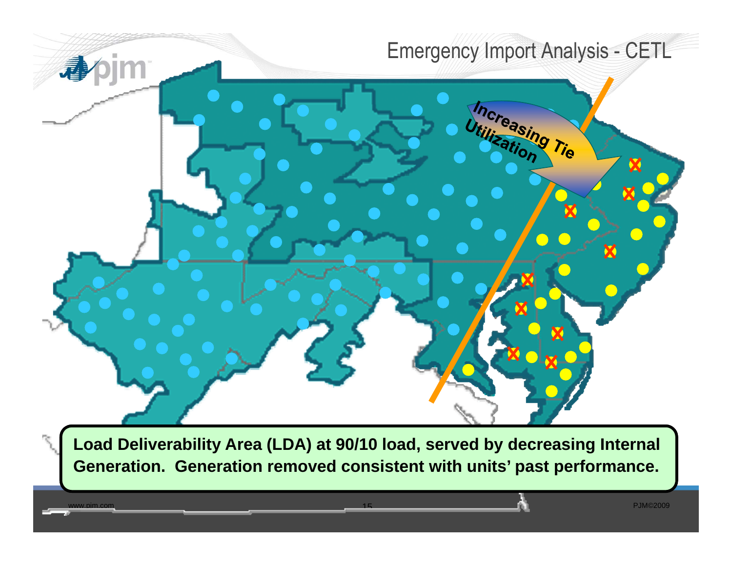# Emergency Import Analysis - CETL

Increasing Tie Utilization

**Load Deliverability Area (LDA) at 90/10 load, served by decreasing Internal Generation. Generation removed consistent with units' past performance.**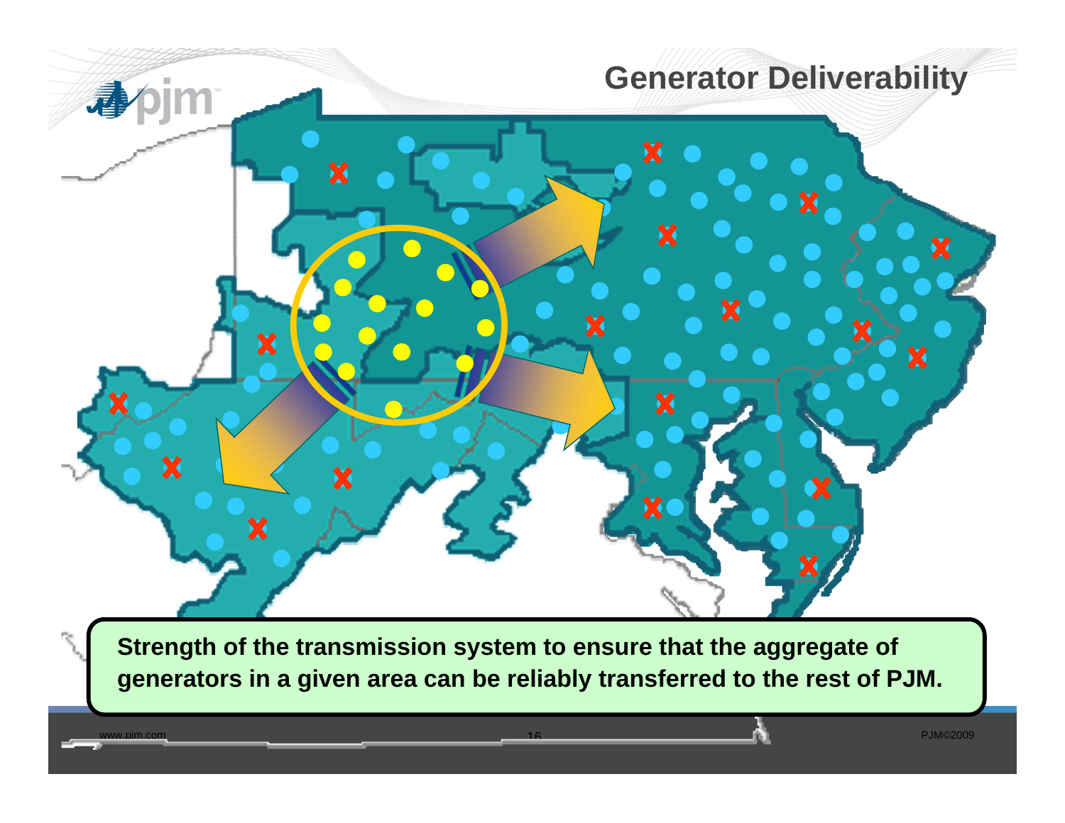# Generator Deliverability

**Strength of the transmission system to ensure that the aggregate of generators in a given area can be reliably transferred to the rest of PJM.**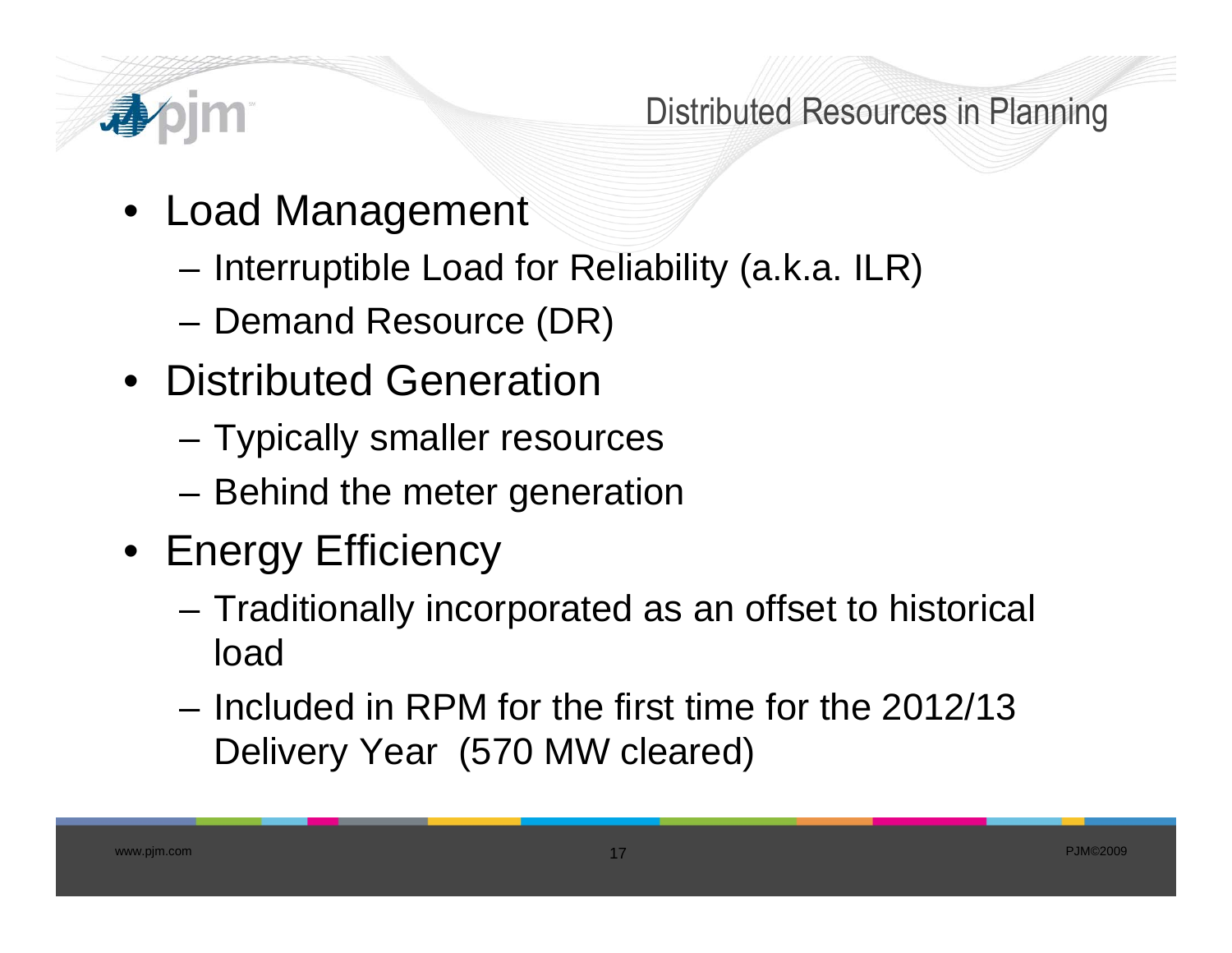## Distributed Resources in Planning

- Load Management
  - Interruptible Load for Reliability (a.k.a. ILR)
  - Demand Resource (DR)
- Distributed Generation
  - Typically smaller resources
  - Behind the meter generation
- Energy Efficiency
  - Traditionally incorporated as an offset to historical load
  - Included in RPM for the first time for the 2012/13 Delivery Year (570 MW cleared)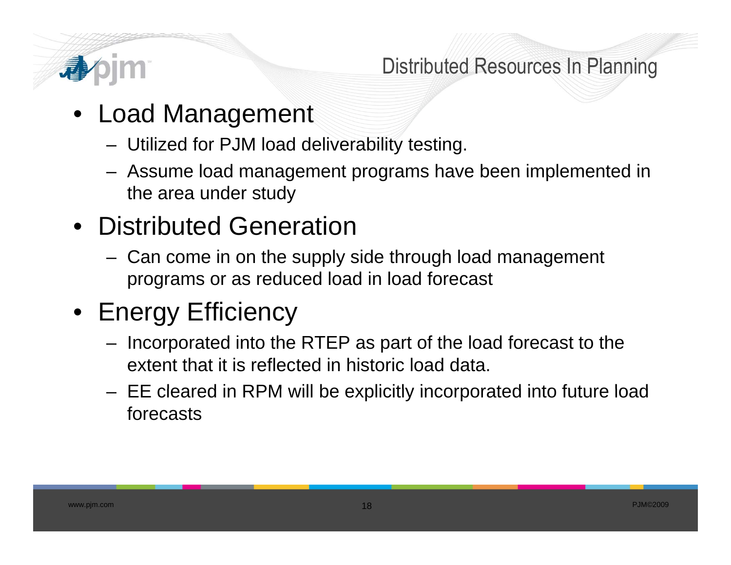# Distributed Resources In Planning

- Load Management
  - Utilized for PJM load deliverability testing.
  - Assume load management programs have been implemented in the area under study
- Distributed Generation
  - Can come in on the supply side through load management programs or as reduced load in load forecast
- Energy Efficiency
  - Incorporated into the RTEP as part of the load forecast to the extent that it is reflected in historic load data.
  - EE cleared in RPM will be explicitly incorporated into future load forecasts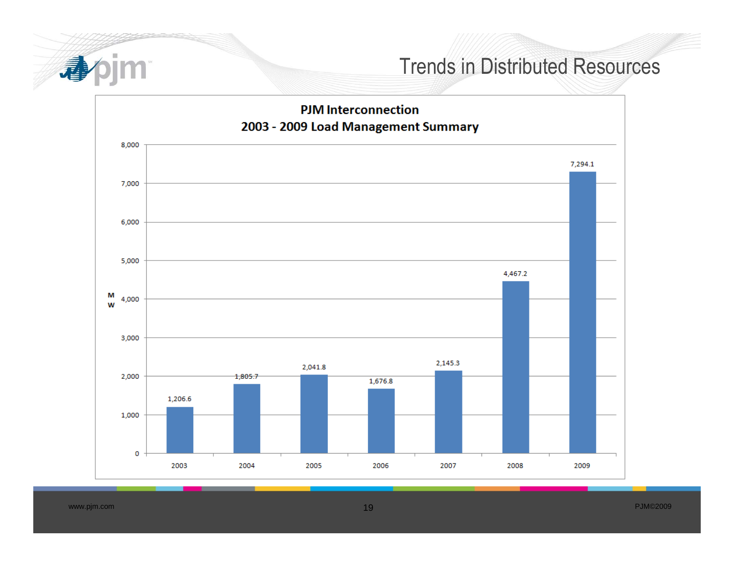# Trends in Distributed Resources

**PJM Interconnection**
**2003 - 2009 Load Management Summary**

| Year | MW |
|---|---|
| 2003 | 1,206.6 |
| 2004 | 1,805.7 |
| 2005 | 2,041.8 |
| 2006 | 1,676.8 |
| 2007 | 2,145.3 |
| 2008 | 4,467.2 |
| 2009 | 7,294.1 |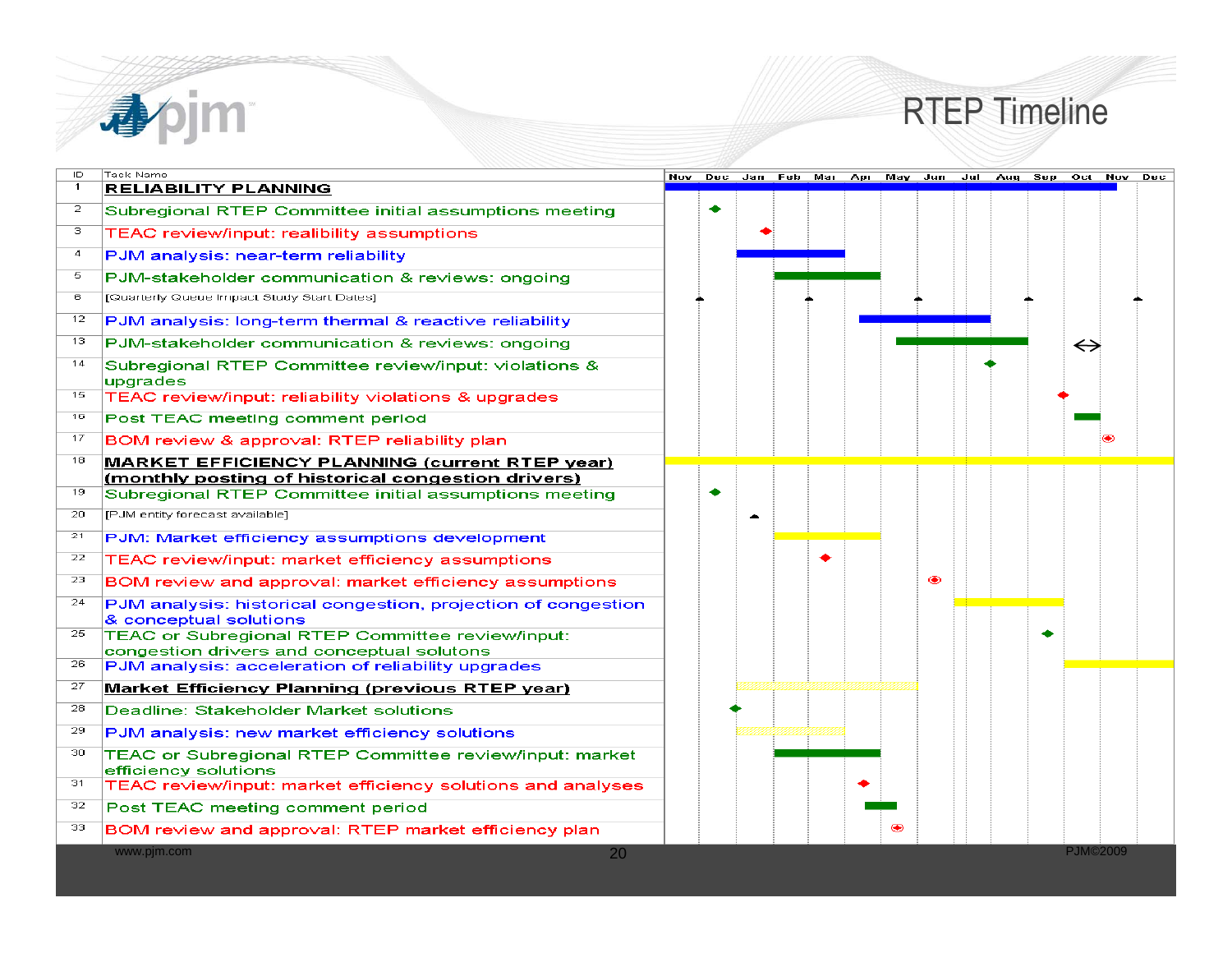# RTEP Timeline

| ID | Task Name |
|---|---|
| 1 | **RELIABILITY PLANNING** |
| 2 | Subregional RTEP Committee initial assumptions meeting |
| 3 | TEAC review/input: realibility assumptions |
| 4 | PJM analysis: near-term reliability |
| 5 | PJM-stakeholder communication & reviews: ongoing |
| 6 | [Quarterly Queue Impact Study Start Dates] |
| 12 | PJM analysis: long-term thermal & reactive reliability |
| 13 | PJM-stakeholder communication & reviews: ongoing |
| 14 | Subregional RTEP Committee review/input: violations & upgrades |
| 15 | TEAC review/input: reliability violations & upgrades |
| 16 | Post TEAC meeting comment period |
| 17 | BOM review & approval: RTEP reliability plan |
| 18 | **MARKET EFFICIENCY PLANNING (current RTEP year) (monthly posting of historical congestion drivers)** |
| 19 | Subregional RTEP Committee initial assumptions meeting |
| 20 | [PJM entity forecast available] |
| 21 | PJM: Market efficiency assumptions development |
| 22 | TEAC review/input: market efficiency assumptions |
| 23 | BOM review and approval: market efficiency assumptions |
| 24 | PJM analysis: historical congestion, projection of congestion & conceptual solutions |
| 25 | TEAC or Subregional RTEP Committee review/input: congestion drivers and conceptual solutons |
| 26 | PJM analysis: acceleration of reliability upgrades |
| 27 | **Market Efficiency Planning (previous RTEP year)** |
| 28 | Deadline: Stakeholder Market solutions |
| 29 | PJM analysis: new market efficiency solutions |
| 30 | TEAC or Subregional RTEP Committee review/input: market efficiency solutions |
| 31 | TEAC review/input: market efficiency solutions and analyses |
| 32 | Post TEAC meeting comment period |
| 33 | BOM review and approval: RTEP market efficiency plan |

Timeline months: Nov, Dec, Jan, Feb, Mar, Apr, May, Jun, Jul, Aug, Sep, Oct, Nov, Dec

www.pjm.com

PJM©2009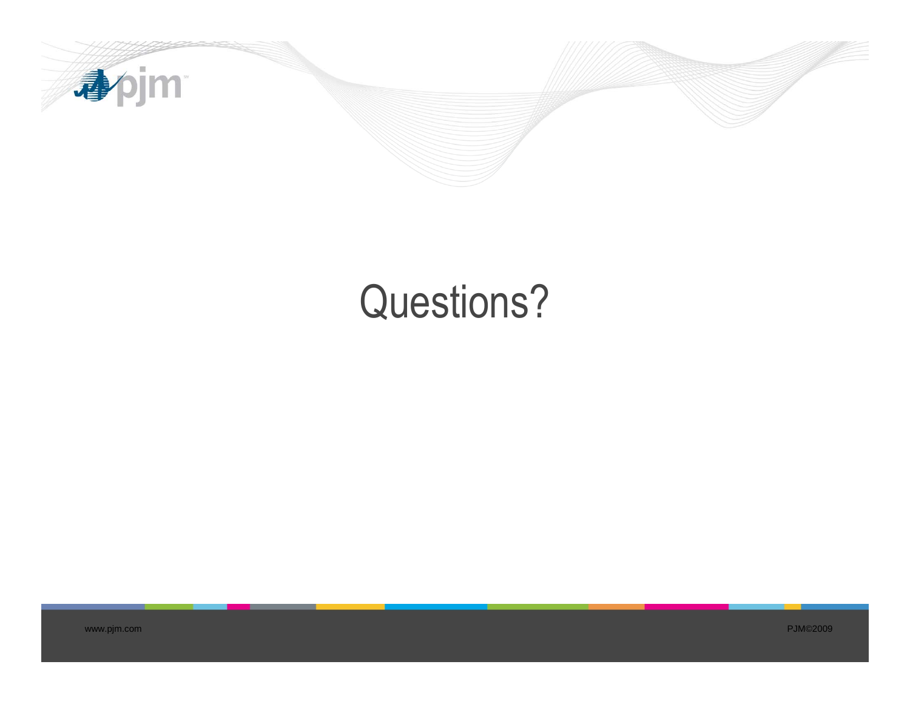# Questions?